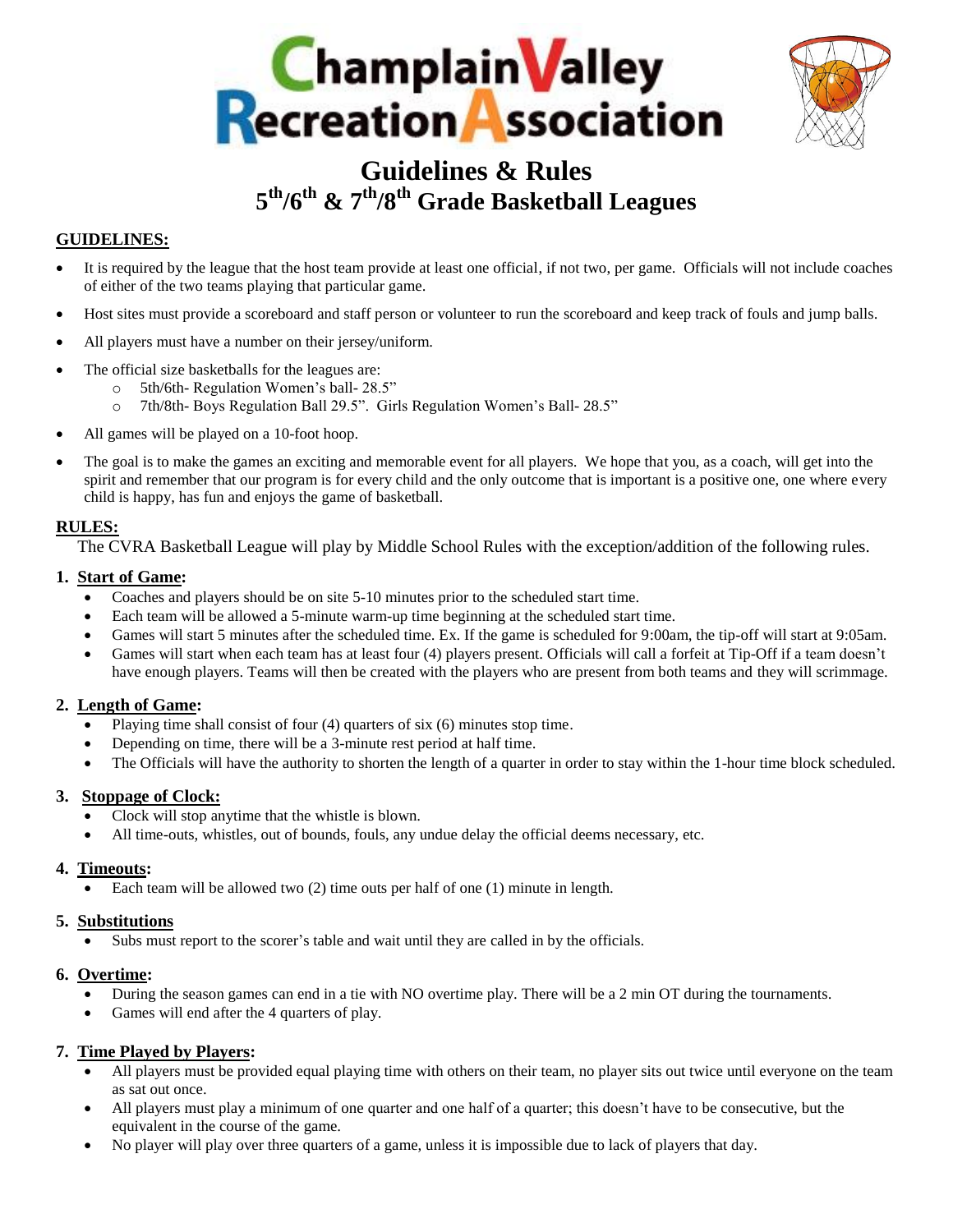# Champlain Valley Recreation Association

## Guidelines & Rules
## 5th/6th & 7th/8th Grade Basketball Leagues

**GUIDELINES:**

- It is required by the league that the host team provide at least one official, if not two, per game. Officials will not include coaches of either of the two teams playing that particular game.
- Host sites must provide a scoreboard and staff person or volunteer to run the scoreboard and keep track of fouls and jump balls.
- All players must have a number on their jersey/uniform.
- The official size basketballs for the leagues are:
  - 5th/6th- Regulation Women's ball- 28.5"
  - 7th/8th- Boys Regulation Ball 29.5". Girls Regulation Women's Ball- 28.5"
- All games will be played on a 10-foot hoop.
- The goal is to make the games an exciting and memorable event for all players. We hope that you, as a coach, will get into the spirit and remember that our program is for every child and the only outcome that is important is a positive one, one where every child is happy, has fun and enjoys the game of basketball.

**RULES:**

The CVRA Basketball League will play by Middle School Rules with the exception/addition of the following rules.

1. **Start of Game:**
   - Coaches and players should be on site 5-10 minutes prior to the scheduled start time.
   - Each team will be allowed a 5-minute warm-up time beginning at the scheduled start time.
   - Games will start 5 minutes after the scheduled time. Ex. If the game is scheduled for 9:00am, the tip-off will start at 9:05am.
   - Games will start when each team has at least four (4) players present. Officials will call a forfeit at Tip-Off if a team doesn't have enough players. Teams will then be created with the players who are present from both teams and they will scrimmage.

2. **Length of Game:**
   - Playing time shall consist of four (4) quarters of six (6) minutes stop time.
   - Depending on time, there will be a 3-minute rest period at half time.
   - The Officials will have the authority to shorten the length of a quarter in order to stay within the 1-hour time block scheduled.

3. **Stoppage of Clock:**
   - Clock will stop anytime that the whistle is blown.
   - All time-outs, whistles, out of bounds, fouls, any undue delay the official deems necessary, etc.

4. **Timeouts:**
   - Each team will be allowed two (2) time outs per half of one (1) minute in length.

5. **Substitutions**
   - Subs must report to the scorer's table and wait until they are called in by the officials.

6. **Overtime:**
   - During the season games can end in a tie with NO overtime play. There will be a 2 min OT during the tournaments.
   - Games will end after the 4 quarters of play.

7. **Time Played by Players:**
   - All players must be provided equal playing time with others on their team, no player sits out twice until everyone on the team as sat out once.
   - All players must play a minimum of one quarter and one half of a quarter; this doesn't have to be consecutive, but the equivalent in the course of the game.
   - No player will play over three quarters of a game, unless it is impossible due to lack of players that day.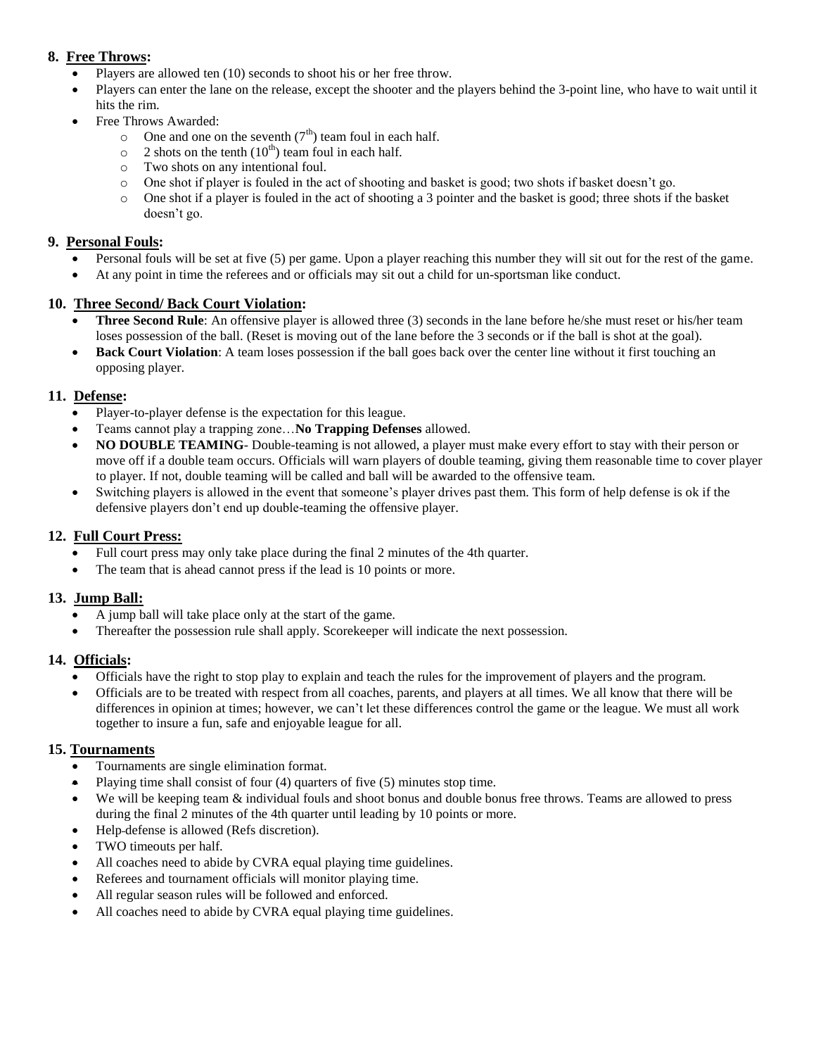## 8. Free Throws:

- Players are allowed ten (10) seconds to shoot his or her free throw.
- Players can enter the lane on the release, except the shooter and the players behind the 3-point line, who have to wait until it hits the rim.
- Free Throws Awarded:
  - One and one on the seventh ($7^{th}$) team foul in each half.
  - 2 shots on the tenth ($10^{th}$) team foul in each half.
  - Two shots on any intentional foul.
  - One shot if player is fouled in the act of shooting and basket is good; two shots if basket doesn't go.
  - One shot if a player is fouled in the act of shooting a 3 pointer and the basket is good; three shots if the basket doesn't go.

## 9. Personal Fouls:

- Personal fouls will be set at five (5) per game. Upon a player reaching this number they will sit out for the rest of the game.
- At any point in time the referees and or officials may sit out a child for un-sportsman like conduct.

## 10. Three Second/ Back Court Violation:

- **Three Second Rule**: An offensive player is allowed three (3) seconds in the lane before he/she must reset or his/her team loses possession of the ball. (Reset is moving out of the lane before the 3 seconds or if the ball is shot at the goal).
- **Back Court Violation**: A team loses possession if the ball goes back over the center line without it first touching an opposing player.

## 11. Defense:

- Player-to-player defense is the expectation for this league.
- Teams cannot play a trapping zone…**No Trapping Defenses** allowed.
- **NO DOUBLE TEAMING**- Double-teaming is not allowed, a player must make every effort to stay with their person or move off if a double team occurs. Officials will warn players of double teaming, giving them reasonable time to cover player to player. If not, double teaming will be called and ball will be awarded to the offensive team.
- Switching players is allowed in the event that someone's player drives past them. This form of help defense is ok if the defensive players don't end up double-teaming the offensive player.

## 12. Full Court Press:

- Full court press may only take place during the final 2 minutes of the 4th quarter.
- The team that is ahead cannot press if the lead is 10 points or more.

## 13. Jump Ball:

- A jump ball will take place only at the start of the game.
- Thereafter the possession rule shall apply. Scorekeeper will indicate the next possession.

## 14. Officials:

- Officials have the right to stop play to explain and teach the rules for the improvement of players and the program.
- Officials are to be treated with respect from all coaches, parents, and players at all times. We all know that there will be differences in opinion at times; however, we can't let these differences control the game or the league. We must all work together to insure a fun, safe and enjoyable league for all.

## 15. Tournaments

- Tournaments are single elimination format.
- Playing time shall consist of four (4) quarters of five (5) minutes stop time.
- We will be keeping team & individual fouls and shoot bonus and double bonus free throws. Teams are allowed to press during the final 2 minutes of the 4th quarter until leading by 10 points or more.
- Help defense is allowed (Refs discretion).
- TWO timeouts per half.
- All coaches need to abide by CVRA equal playing time guidelines.
- Referees and tournament officials will monitor playing time.
- All regular season rules will be followed and enforced.
- All coaches need to abide by CVRA equal playing time guidelines.